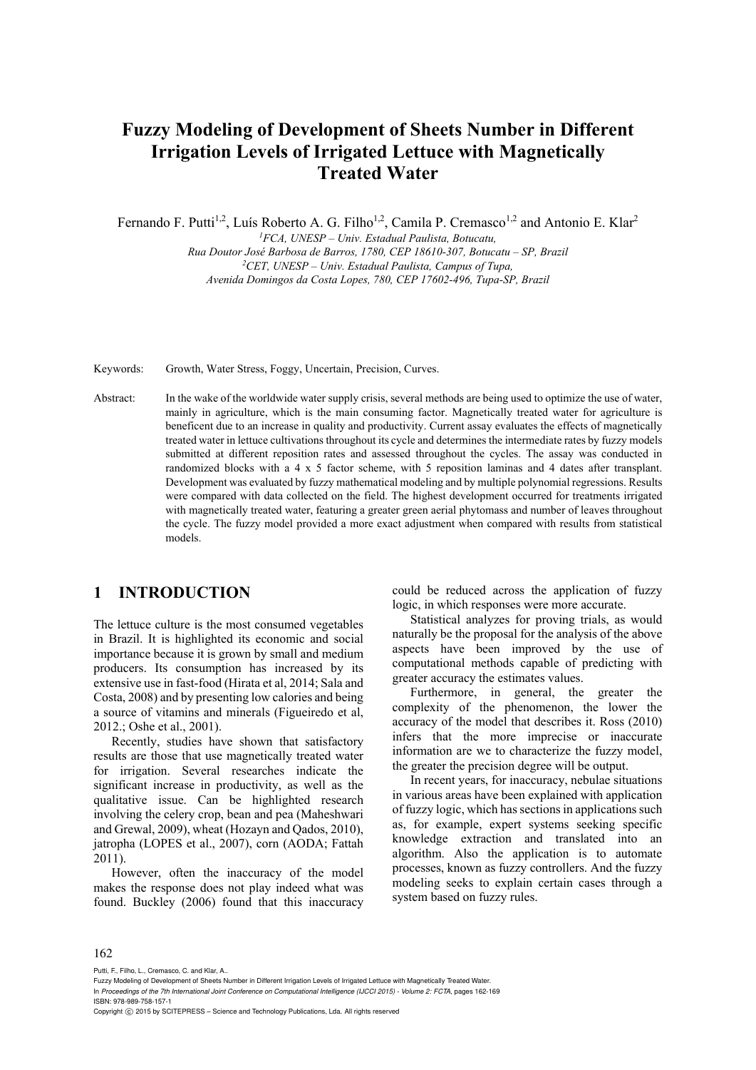# Fuzzy Modeling of Development of Sheets Number in Different Irrigation Levels of Irrigated Lettuce with Magnetically Treated Water

Fernando F. Putti[1,2], Luís Roberto A. G. Filho[1,2], Camila P. Cremasco[1,2] and Antonio E. Klar[2]

[1]*FCA, UNESP – Univ. Estadual Paulista, Botucatu,*
*Rua Doutor José Barbosa de Barros, 1780, CEP 18610-307, Botucatu – SP, Brazil*
[2]*CET, UNESP – Univ. Estadual Paulista, Campus of Tupa,*
*Avenida Domingos da Costa Lopes, 780, CEP 17602-496, Tupa-SP, Brazil*

Keywords: Growth, Water Stress, Foggy, Uncertain, Precision, Curves.

Abstract: In the wake of the worldwide water supply crisis, several methods are being used to optimize the use of water, mainly in agriculture, which is the main consuming factor. Magnetically treated water for agriculture is beneficent due to an increase in quality and productivity. Current assay evaluates the effects of magnetically treated water in lettuce cultivations throughout its cycle and determines the intermediate rates by fuzzy models submitted at different reposition rates and assessed throughout the cycles. The assay was conducted in randomized blocks with a 4 x 5 factor scheme, with 5 reposition laminas and 4 dates after transplant. Development was evaluated by fuzzy mathematical modeling and by multiple polynomial regressions. Results were compared with data collected on the field. The highest development occurred for treatments irrigated with magnetically treated water, featuring a greater green aerial phytomass and number of leaves throughout the cycle. The fuzzy model provided a more exact adjustment when compared with results from statistical models.

## 1 INTRODUCTION

The lettuce culture is the most consumed vegetables in Brazil. It is highlighted its economic and social importance because it is grown by small and medium producers. Its consumption has increased by its extensive use in fast-food (Hirata et al, 2014; Sala and Costa, 2008) and by presenting low calories and being a source of vitamins and minerals (Figueiredo et al, 2012.; Oshe et al., 2001).

Recently, studies have shown that satisfactory results are those that use magnetically treated water for irrigation. Several researches indicate the significant increase in productivity, as well as the qualitative issue. Can be highlighted research involving the celery crop, bean and pea (Maheshwari and Grewal, 2009), wheat (Hozayn and Qados, 2010), jatropha (LOPES et al., 2007), corn (AODA; Fattah 2011).

However, often the inaccuracy of the model makes the response does not play indeed what was found. Buckley (2006) found that this inaccuracy could be reduced across the application of fuzzy logic, in which responses were more accurate.

Statistical analyzes for proving trials, as would naturally be the proposal for the analysis of the above aspects have been improved by the use of computational methods capable of predicting with greater accuracy the estimates values.

Furthermore, in general, the greater the complexity of the phenomenon, the lower the accuracy of the model that describes it. Ross (2010) infers that the more imprecise or inaccurate information are we to characterize the fuzzy model, the greater the precision degree will be output.

In recent years, for inaccuracy, nebulae situations in various areas have been explained with application of fuzzy logic, which has sections in applications such as, for example, expert systems seeking specific knowledge extraction and translated into an algorithm. Also the application is to automate processes, known as fuzzy controllers. And the fuzzy modeling seeks to explain certain cases through a system based on fuzzy rules.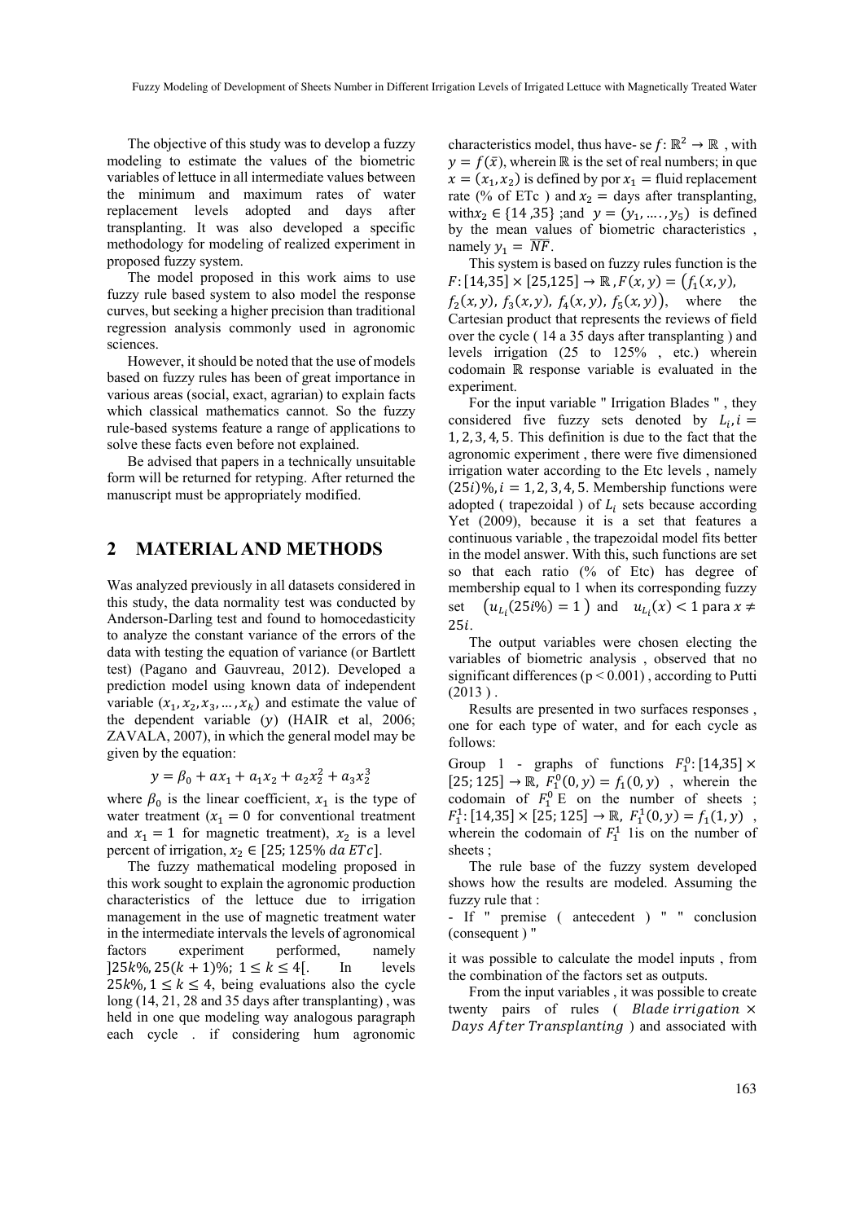The objective of this study was to develop a fuzzy modeling to estimate the values of the biometric variables of lettuce in all intermediate values between the minimum and maximum rates of water replacement levels adopted and days after transplanting. It was also developed a specific methodology for modeling of realized experiment in proposed fuzzy system.

The model proposed in this work aims to use fuzzy rule based system to also model the response curves, but seeking a higher precision than traditional regression analysis commonly used in agronomic sciences.

However, it should be noted that the use of models based on fuzzy rules has been of great importance in various areas (social, exact, agrarian) to explain facts which classical mathematics cannot. So the fuzzy rule-based systems feature a range of applications to solve these facts even before not explained.

Be advised that papers in a technically unsuitable form will be returned for retyping. After returned the manuscript must be appropriately modified.

## 2 MATERIAL AND METHODS

Was analyzed previously in all datasets considered in this study, the data normality test was conducted by Anderson-Darling test and found to homocedasticity to analyze the constant variance of the errors of the data with testing the equation of variance (or Bartlett test) (Pagano and Gauvreau, 2012). Developed a prediction model using known data of independent variable $(x_1, x_2, x_3, \ldots, x_k)$ and estimate the value of the dependent variable $(y)$ (HAIR et al, 2006; ZAVALA, 2007), in which the general model may be given by the equation:

$$y = \beta_0 + a x_1 + a_1 x_2 + a_2 x_2^2 + a_3 x_2^3$$

where $\beta_0$ is the linear coefficient, $x_1$ is the type of water treatment ($x_1 = 0$ for conventional treatment and $x_1 = 1$ for magnetic treatment), $x_2$ is a level percent of irrigation, $x_2 \in [25; 125\%\ da\ ETc]$.

The fuzzy mathematical modeling proposed in this work sought to explain the agronomic production characteristics of the lettuce due to irrigation management in the use of magnetic treatment water in the intermediate intervals the levels of agronomical factors experiment performed, namely $]25k\%, 25(k+1)\%;\ 1 \leq k \leq 4[$. In levels $25k\%, 1 \leq k \leq 4$, being evaluations also the cycle long (14, 21, 28 and 35 days after transplanting), was held in one que modeling way analogous paragraph each cycle . if considering hum agronomic characteristics model, thus have- se $f: \mathbb{R}^2 \to \mathbb{R}$ , with $y = f(\bar{x})$, wherein $\mathbb{R}$ is the set of real numbers; in que $x = (x_1, x_2)$ is defined by por $x_1 =$ fluid replacement rate (% of ETc ) and $x_2 =$ days after transplanting, with$x_2 \in \{14, 35\}$ ;and $y = (y_1, \ldots, y_5)$ is defined by the mean values of biometric characteristics , namely $y_1 = \overline{NF}$.

This system is based on fuzzy rules function is the $F: [14{,}35] \times [25{,}125] \to \mathbb{R}$ , $F(x, y) = (f_1(x, y), f_2(x, y), f_3(x, y), f_4(x, y), f_5(x, y))$, where the Cartesian product that represents the reviews of field over the cycle ( 14 a 35 days after transplanting ) and levels irrigation (25 to 125% , etc.) wherein codomain $\mathbb{R}$ response variable is evaluated in the experiment.

For the input variable " Irrigation Blades " , they considered five fuzzy sets denoted by $L_i, i = 1, 2, 3, 4, 5$. This definition is due to the fact that the agronomic experiment , there were five dimensioned irrigation water according to the Etc levels , namely $(25i)\%, i = 1, 2, 3, 4, 5$. Membership functions were adopted ( trapezoidal ) of $L_i$ sets because according Yet (2009), because it is a set that features a continuous variable , the trapezoidal model fits better in the model answer. With this, such functions are set so that each ratio (% of Etc) has degree of membership equal to 1 when its corresponding fuzzy set $\left(u_{L_i}(25i\%) = 1\right)$ and $u_{L_i}(x) < 1$ para $x \neq 25i$.

The output variables were chosen electing the variables of biometric analysis , observed that no significant differences ($p < 0.001$) , according to Putti (2013 ) .

Results are presented in two surfaces responses , one for each type of water, and for each cycle as follows:

Group 1 - graphs of functions $F_1^0: [14{,}35] \times [25; 125] \to \mathbb{R}$, $F_1^0(0, y) = f_1(0, y)$ , wherein the codomain of $F_1^0$ E on the number of sheets ; $F_1^1: [14{,}35] \times [25; 125] \to \mathbb{R}$, $F_1^1(0, y) = f_1(1, y)$ , wherein the codomain of $F_1^1$ 1is on the number of sheets ;

The rule base of the fuzzy system developed shows how the results are modeled. Assuming the fuzzy rule that :

- If " premise ( antecedent ) " " conclusion (consequent ) "

it was possible to calculate the model inputs , from the combination of the factors set as outputs.

From the input variables , it was possible to create twenty pairs of rules ( $Blade\ irrigation \times Days\ After\ Transplanting$ ) and associated with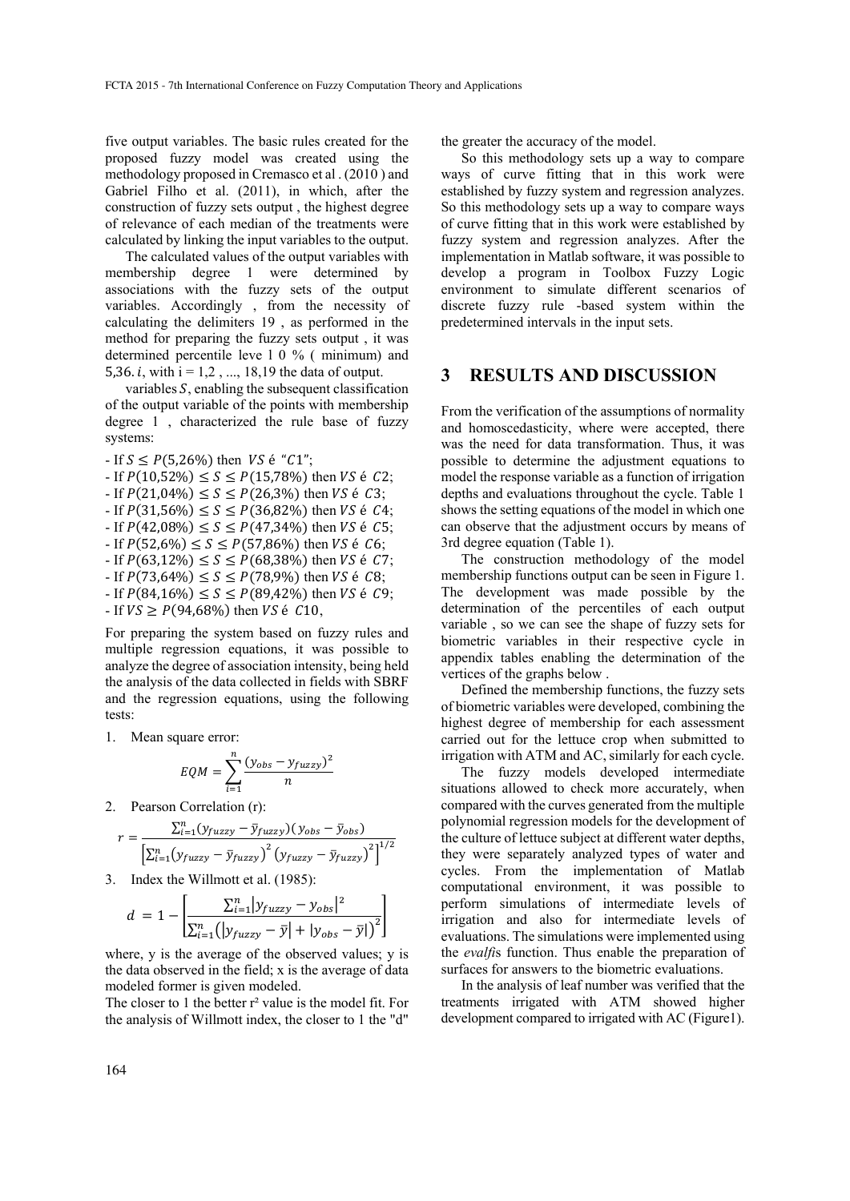five output variables. The basic rules created for the proposed fuzzy model was created using the methodology proposed in Cremasco et al . (2010 ) and Gabriel Filho et al. (2011), in which, after the construction of fuzzy sets output , the highest degree of relevance of each median of the treatments were calculated by linking the input variables to the output.

The calculated values of the output variables with membership degree 1 were determined by associations with the fuzzy sets of the output variables. Accordingly , from the necessity of calculating the delimiters 19 , as performed in the method for preparing the fuzzy sets output , it was determined percentile leve 1 0 % ( minimum) and $5{,}36.i$, with i = 1,2 , ..., 18,19 the data of output.

variables $S$, enabling the subsequent classification of the output variable of the points with membership degree 1 , characterized the rule base of fuzzy systems:

- If $S \leq P(5{,}26\%)$ then $VS$ é "$C1$";
- If $P(10{,}52\%) \leq S \leq P(15{,}78\%)$ then $VS$ é $C2$;
- If $P(21{,}04\%) \leq S \leq P(26{,}3\%)$ then $VS$ é $C3$;
- If $P(31{,}56\%) \leq S \leq P(36{,}82\%)$ then $VS$ é $C4$;
- If $P(42{,}08\%) \leq S \leq P(47{,}34\%)$ then $VS$ é $C5$;
- If $P(52{,}6\%) \leq S \leq P(57{,}86\%)$ then $VS$ é $C6$;
- If $P(63{,}12\%) \leq S \leq P(68{,}38\%)$ then $VS$ é $C7$;
- If $P(73{,}64\%) \leq S \leq P(78{,}9\%)$ then $VS$ é $C8$;
- If $P(84{,}16\%) \leq S \leq P(89{,}42\%)$ then $VS$ é $C9$;
- If $VS \geq P(94{,}68\%)$ then $VS$ é $C10$,

For preparing the system based on fuzzy rules and multiple regression equations, it was possible to analyze the degree of association intensity, being held the analysis of the data collected in fields with SBRF and the regression equations, using the following tests:

1. Mean square error:

$$EQM = \sum_{i=1}^{n} \frac{(y_{obs} - y_{fuzzy})^2}{n}$$

2. Pearson Correlation (r):

$$r = \frac{\sum_{i=1}^{n}(y_{fuzzy} - \bar{y}_{fuzzy})(y_{obs} - \bar{y}_{obs})}{\left[\sum_{i=1}^{n}(y_{fuzzy} - \bar{y}_{fuzzy})^2 (y_{fuzzy} - \bar{y}_{fuzzy})^2\right]^{1/2}}$$

3. Index the Willmott et al. (1985):

$$d = 1 - \left[\frac{\sum_{i=1}^{n}|y_{fuzzy} - y_{obs}|^2}{\sum_{i=1}^{n}(|y_{fuzzy} - \bar{y}| + |y_{obs} - \bar{y}|)^2}\right]$$

where, y is the average of the observed values; y is the data observed in the field; x is the average of data modeled former is given modeled.

The closer to 1 the better r² value is the model fit. For the analysis of Willmott index, the closer to 1 the "d" the greater the accuracy of the model.

So this methodology sets up a way to compare ways of curve fitting that in this work were established by fuzzy system and regression analyzes. So this methodology sets up a way to compare ways of curve fitting that in this work were established by fuzzy system and regression analyzes. After the implementation in Matlab software, it was possible to develop a program in Toolbox Fuzzy Logic environment to simulate different scenarios of discrete fuzzy rule -based system within the predetermined intervals in the input sets.

## 3 RESULTS AND DISCUSSION

From the verification of the assumptions of normality and homoscedasticity, where were accepted, there was the need for data transformation. Thus, it was possible to determine the adjustment equations to model the response variable as a function of irrigation depths and evaluations throughout the cycle. Table 1 shows the setting equations of the model in which one can observe that the adjustment occurs by means of 3rd degree equation (Table 1).

The construction methodology of the model membership functions output can be seen in Figure 1. The development was made possible by the determination of the percentiles of each output variable , so we can see the shape of fuzzy sets for biometric variables in their respective cycle in appendix tables enabling the determination of the vertices of the graphs below .

Defined the membership functions, the fuzzy sets of biometric variables were developed, combining the highest degree of membership for each assessment carried out for the lettuce crop when submitted to irrigation with ATM and AC, similarly for each cycle.

The fuzzy models developed intermediate situations allowed to check more accurately, when compared with the curves generated from the multiple polynomial regression models for the development of the culture of lettuce subject at different water depths, they were separately analyzed types of water and cycles. From the implementation of Matlab computational environment, it was possible to perform simulations of intermediate levels of irrigation and also for intermediate levels of evaluations. The simulations were implemented using the *evalfi*s function. Thus enable the preparation of surfaces for answers to the biometric evaluations.

In the analysis of leaf number was verified that the treatments irrigated with ATM showed higher development compared to irrigated with AC (Figure1).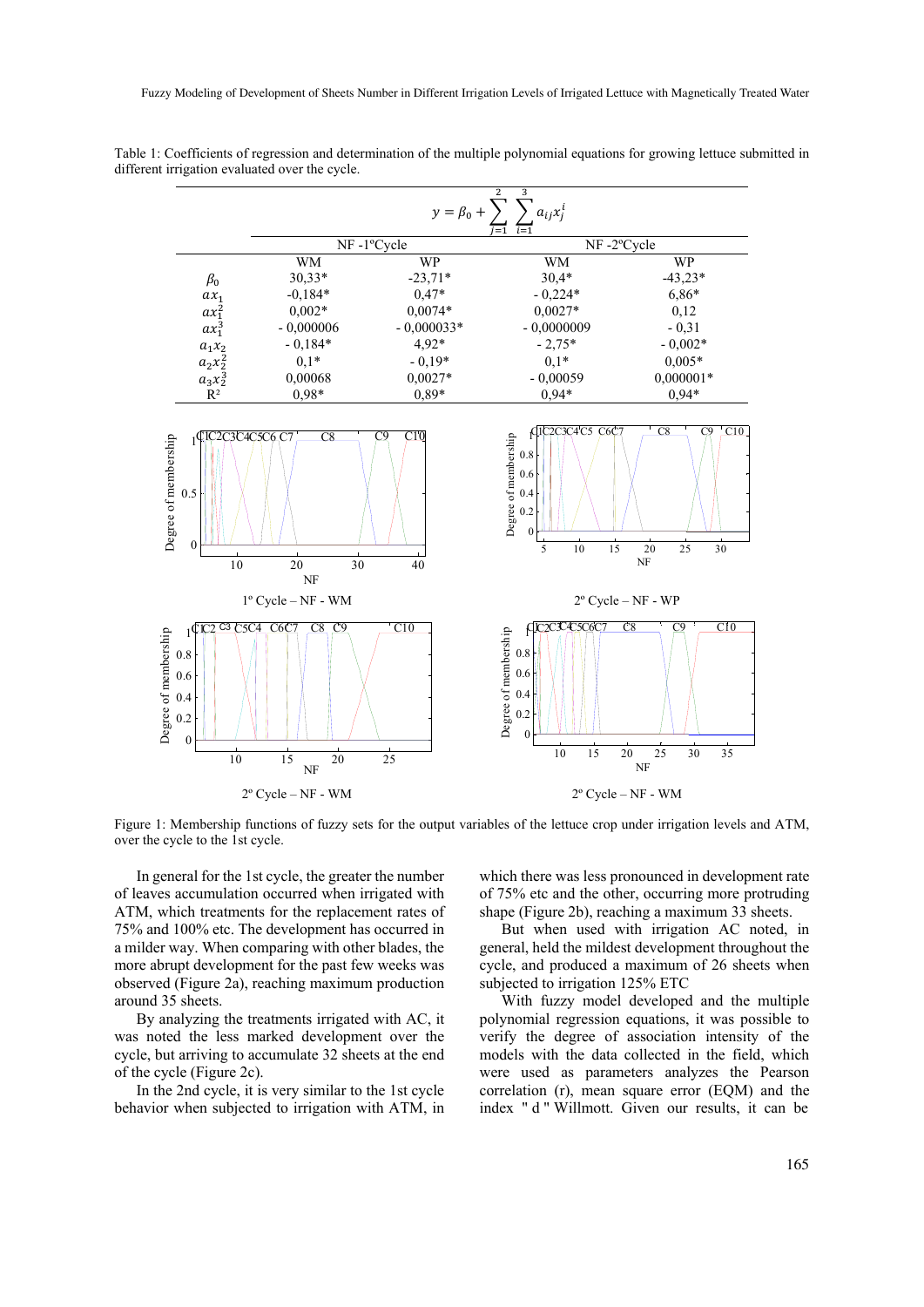Table 1: Coefficients of regression and determination of the multiple polynomial equations for growing lettuce submitted in different irrigation evaluated over the cycle.

$$y = \beta_0 + \sum_{j=1}^{2} \sum_{i=1}^{3} a_{ij} x_j^i$$

| | NF -1ºCycle | | NF -2ºCycle | |
|---|---|---|---|---|
| | WM | WP | WM | WP |
| $\beta_0$ | 30,33* | -23,71* | 30,4* | -43,23* |
| $ax_1$ | -0,184* | 0,47* | - 0,224* | 6,86* |
| $ax_1^2$ | 0,002* | 0,0074* | 0,0027* | 0,12 |
| $ax_1^3$ | - 0,000006 | - 0,000033* | - 0,0000009 | - 0,31 |
| $a_1x_2$ | - 0,184* | 4,92* | - 2,75* | - 0,002* |
| $a_2x_2^2$ | 0,1* | - 0,19* | 0,1* | 0,005* |
| $a_3x_2^3$ | 0,00068 | 0,0027* | - 0,00059 | 0,000001* |
| R² | 0,98* | 0,89* | 0,94* | 0,94* |

1º Cycle – NF - WM

2º Cycle – NF - WP

2º Cycle – NF - WM

2º Cycle – NF - WM

Figure 1: Membership functions of fuzzy sets for the output variables of the lettuce crop under irrigation levels and ATM, over the cycle to the 1st cycle.

In general for the 1st cycle, the greater the number of leaves accumulation occurred when irrigated with ATM, which treatments for the replacement rates of 75% and 100% etc. The development has occurred in a milder way. When comparing with other blades, the more abrupt development for the past few weeks was observed (Figure 2a), reaching maximum production around 35 sheets.

By analyzing the treatments irrigated with AC, it was noted the less marked development over the cycle, but arriving to accumulate 32 sheets at the end of the cycle (Figure 2c).

In the 2nd cycle, it is very similar to the 1st cycle behavior when subjected to irrigation with ATM, in which there was less pronounced in development rate of 75% etc and the other, occurring more protruding shape (Figure 2b), reaching a maximum 33 sheets.

But when used with irrigation AC noted, in general, held the mildest development throughout the cycle, and produced a maximum of 26 sheets when subjected to irrigation 125% ETC

With fuzzy model developed and the multiple polynomial regression equations, it was possible to verify the degree of association intensity of the models with the data collected in the field, which were used as parameters analyzes the Pearson correlation (r), mean square error (EQM) and the index " d " Willmott. Given our results, it can be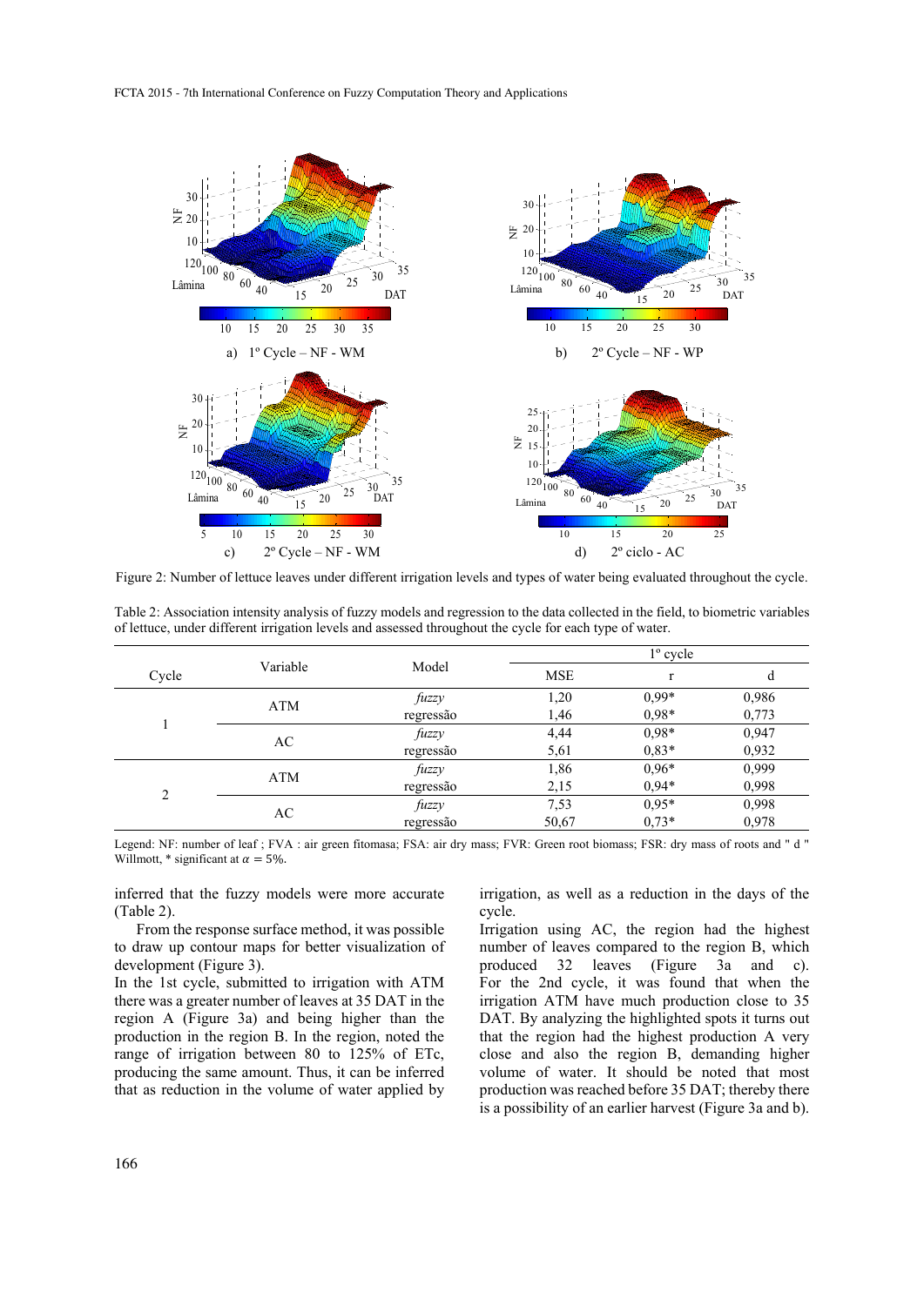Figure 2: Number of lettuce leaves under different irrigation levels and types of water being evaluated throughout the cycle.

Table 2: Association intensity analysis of fuzzy models and regression to the data collected in the field, to biometric variables of lettuce, under different irrigation levels and assessed throughout the cycle for each type of water.

| Cycle | Variable | Model | 1º cycle | | |
|---|---|---|---|---|---|
| | | | MSE | r | d |
| 1 | ATM | *fuzzy* | 1,20 | 0,99* | 0,986 |
| | | regressão | 1,46 | 0,98* | 0,773 |
| | AC | *fuzzy* | 4,44 | 0,98* | 0,947 |
| | | regressão | 5,61 | 0,83* | 0,932 |
| 2 | ATM | *fuzzy* | 1,86 | 0,96* | 0,999 |
| | | regressão | 2,15 | 0,94* | 0,998 |
| | AC | *fuzzy* | 7,53 | 0,95* | 0,998 |
| | | regressão | 50,67 | 0,73* | 0,978 |

Legend: NF: number of leaf ; FVA : air green fitomasa; FSA: air dry mass; FVR: Green root biomass; FSR: dry mass of roots and " d " Willmott, * significant at $\alpha = 5\%$.

inferred that the fuzzy models were more accurate (Table 2).

From the response surface method, it was possible to draw up contour maps for better visualization of development (Figure 3).

In the 1st cycle, submitted to irrigation with ATM there was a greater number of leaves at 35 DAT in the region A (Figure 3a) and being higher than the production in the region B. In the region, noted the range of irrigation between 80 to 125% of ETc, producing the same amount. Thus, it can be inferred that as reduction in the volume of water applied by irrigation, as well as a reduction in the days of the cycle.

Irrigation using AC, the region had the highest number of leaves compared to the region B, which produced 32 leaves (Figure 3a and c). For the 2nd cycle, it was found that when the irrigation ATM have much production close to 35 DAT. By analyzing the highlighted spots it turns out that the region had the highest production A very close and also the region B, demanding higher volume of water. It should be noted that most production was reached before 35 DAT; thereby there is a possibility of an earlier harvest (Figure 3a and b).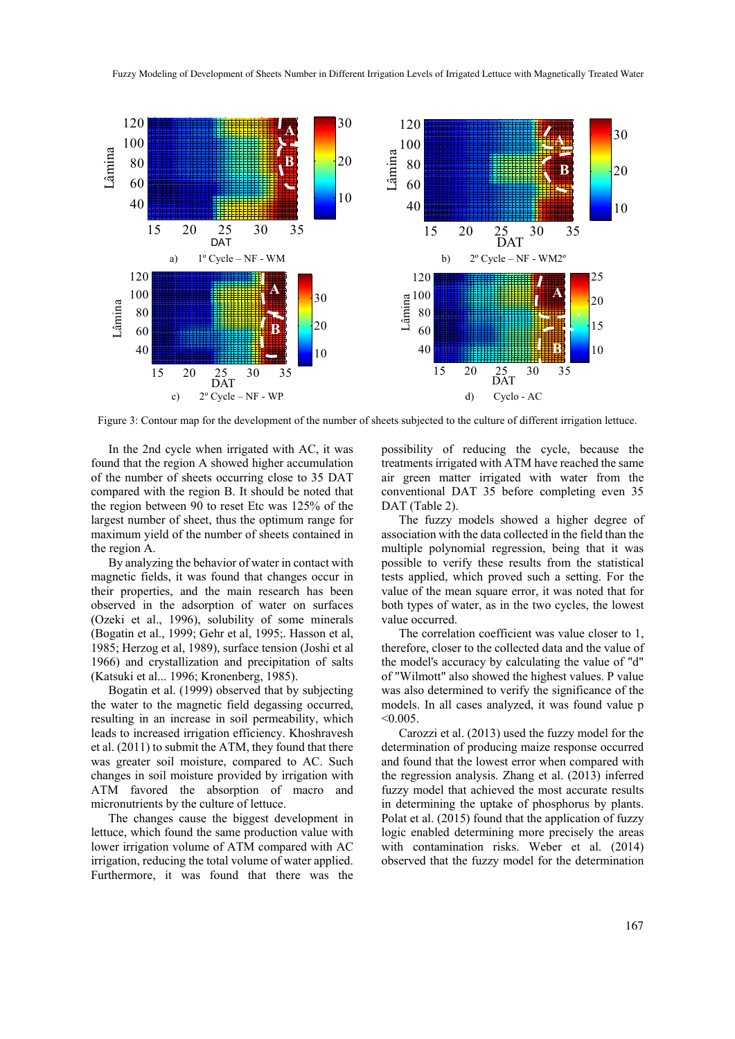Figure 3: Contour map for the development of the number of sheets subjected to the culture of different irrigation lettuce.

a) 1º Cycle – NF - WM

b) 2º Cycle – NF - WM2º

c) 2º Cycle – NF - WP

d) Cyclo - AC

In the 2nd cycle when irrigated with AC, it was found that the region A showed higher accumulation of the number of sheets occurring close to 35 DAT compared with the region B. It should be noted that the region between 90 to reset Etc was 125% of the largest number of sheet, thus the optimum range for maximum yield of the number of sheets contained in the region A.

By analyzing the behavior of water in contact with magnetic fields, it was found that changes occur in their properties, and the main research has been observed in the adsorption of water on surfaces (Ozeki et al., 1996), solubility of some minerals (Bogatin et al., 1999; Gehr et al, 1995;. Hasson et al, 1985; Herzog et al, 1989), surface tension (Joshi et al 1966) and crystallization and precipitation of salts (Katsuki et al... 1996; Kronenberg, 1985).

Bogatin et al. (1999) observed that by subjecting the water to the magnetic field degassing occurred, resulting in an increase in soil permeability, which leads to increased irrigation efficiency. Khoshravesh et al. (2011) to submit the ATM, they found that there was greater soil moisture, compared to AC. Such changes in soil moisture provided by irrigation with ATM favored the absorption of macro and micronutrients by the culture of lettuce.

The changes cause the biggest development in lettuce, which found the same production value with lower irrigation volume of ATM compared with AC irrigation, reducing the total volume of water applied. Furthermore, it was found that there was the possibility of reducing the cycle, because the treatments irrigated with ATM have reached the same air green matter irrigated with water from the conventional DAT 35 before completing even 35 DAT (Table 2).

The fuzzy models showed a higher degree of association with the data collected in the field than the multiple polynomial regression, being that it was possible to verify these results from the statistical tests applied, which proved such a setting. For the value of the mean square error, it was noted that for both types of water, as in the two cycles, the lowest value occurred.

The correlation coefficient was value closer to 1, therefore, closer to the collected data and the value of the model's accuracy by calculating the value of "d" of "Wilmott" also showed the highest values. P value was also determined to verify the significance of the models. In all cases analyzed, it was found value p <0.005.

Carozzi et al. (2013) used the fuzzy model for the determination of producing maize response occurred and found that the lowest error when compared with the regression analysis. Zhang et al. (2013) inferred fuzzy model that achieved the most accurate results in determining the uptake of phosphorus by plants. Polat et al. (2015) found that the application of fuzzy logic enabled determining more precisely the areas with contamination risks. Weber et al. (2014) observed that the fuzzy model for the determination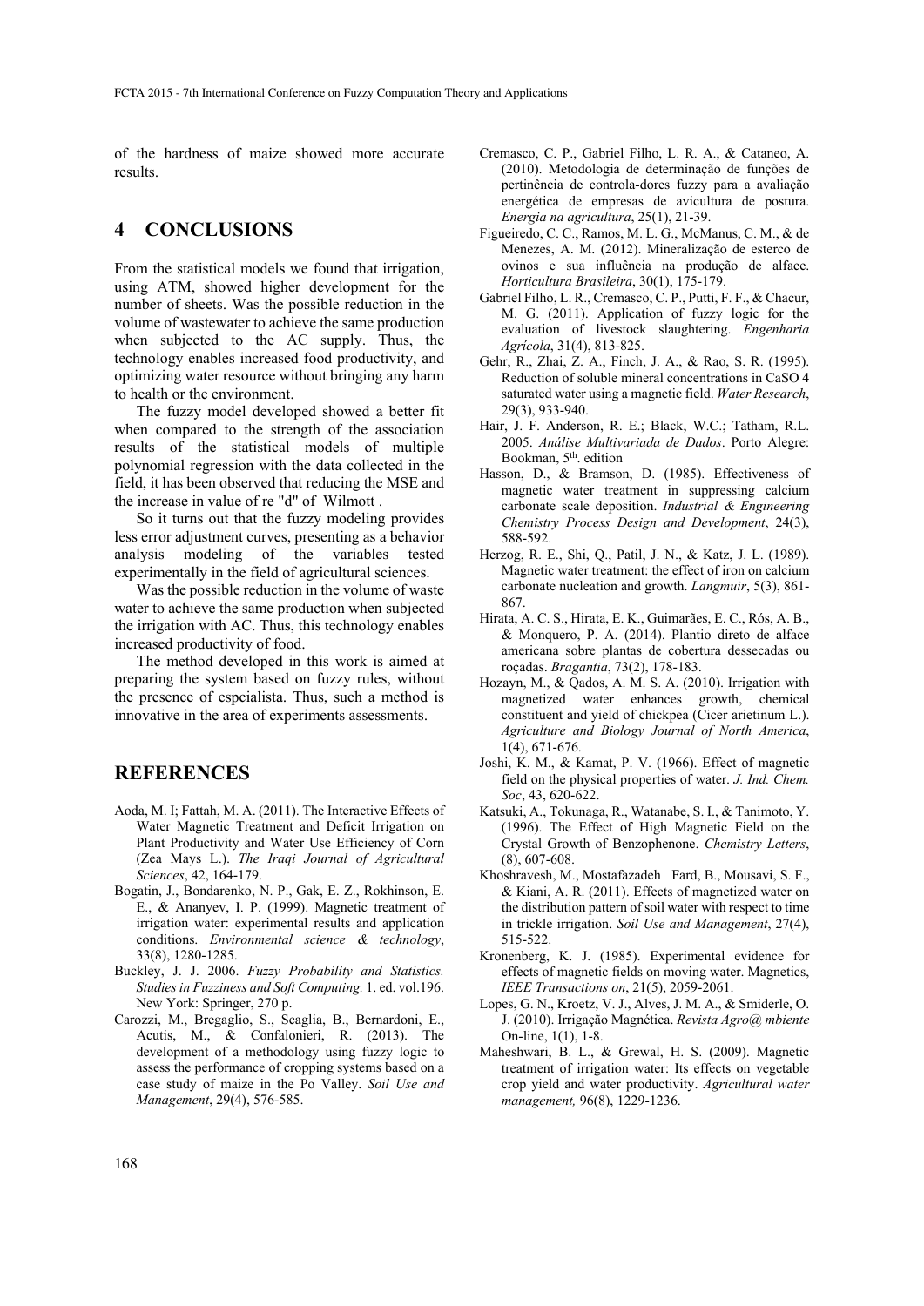of the hardness of maize showed more accurate results.

## 4 CONCLUSIONS

From the statistical models we found that irrigation, using ATM, showed higher development for the number of sheets. Was the possible reduction in the volume of wastewater to achieve the same production when subjected to the AC supply. Thus, the technology enables increased food productivity, and optimizing water resource without bringing any harm to health or the environment.

The fuzzy model developed showed a better fit when compared to the strength of the association results of the statistical models of multiple polynomial regression with the data collected in the field, it has been observed that reducing the MSE and the increase in value of re "d" of Wilmott .

So it turns out that the fuzzy modeling provides less error adjustment curves, presenting as a behavior analysis modeling of the variables tested experimentally in the field of agricultural sciences.

Was the possible reduction in the volume of waste water to achieve the same production when subjected the irrigation with AC. Thus, this technology enables increased productivity of food.

The method developed in this work is aimed at preparing the system based on fuzzy rules, without the presence of espcialista. Thus, such a method is innovative in the area of experiments assessments.

## REFERENCES

Aoda, M. I; Fattah, M. A. (2011). The Interactive Effects of Water Magnetic Treatment and Deficit Irrigation on Plant Productivity and Water Use Efficiency of Corn (Zea Mays L.). *The Iraqi Journal of Agricultural Sciences*, 42, 164-179.

Bogatin, J., Bondarenko, N. P., Gak, E. Z., Rokhinson, E. E., & Ananyev, I. P. (1999). Magnetic treatment of irrigation water: experimental results and application conditions. *Environmental science & technology*, 33(8), 1280-1285.

Buckley, J. J. 2006. *Fuzzy Probability and Statistics. Studies in Fuzziness and Soft Computing.* 1. ed. vol.196. New York: Springer, 270 p.

Carozzi, M., Bregaglio, S., Scaglia, B., Bernardoni, E., Acutis, M., & Confalonieri, R. (2013). The development of a methodology using fuzzy logic to assess the performance of cropping systems based on a case study of maize in the Po Valley. *Soil Use and Management*, 29(4), 576-585.

Cremasco, C. P., Gabriel Filho, L. R. A., & Cataneo, A. (2010). Metodologia de determinação de funções de pertinência de controla-dores fuzzy para a avaliação energética de empresas de avicultura de postura. *Energia na agricultura*, 25(1), 21-39.

Figueiredo, C. C., Ramos, M. L. G., McManus, C. M., & de Menezes, A. M. (2012). Mineralização de esterco de ovinos e sua influência na produção de alface. *Horticultura Brasileira*, 30(1), 175-179.

Gabriel Filho, L. R., Cremasco, C. P., Putti, F. F., & Chacur, M. G. (2011). Application of fuzzy logic for the evaluation of livestock slaughtering. *Engenharia Agrícola*, 31(4), 813-825.

Gehr, R., Zhai, Z. A., Finch, J. A., & Rao, S. R. (1995). Reduction of soluble mineral concentrations in CaSO 4 saturated water using a magnetic field. *Water Research*, 29(3), 933-940.

Hair, J. F. Anderson, R. E.; Black, W.C.; Tatham, R.L. 2005. *Análise Multivariada de Dados*. Porto Alegre: Bookman, 5th. edition

Hasson, D., & Bramson, D. (1985). Effectiveness of magnetic water treatment in suppressing calcium carbonate scale deposition. *Industrial & Engineering Chemistry Process Design and Development*, 24(3), 588-592.

Herzog, R. E., Shi, Q., Patil, J. N., & Katz, J. L. (1989). Magnetic water treatment: the effect of iron on calcium carbonate nucleation and growth. *Langmuir*, 5(3), 861-867.

Hirata, A. C. S., Hirata, E. K., Guimarães, E. C., Rós, A. B., & Monquero, P. A. (2014). Plantio direto de alface americana sobre plantas de cobertura dessecadas ou roçadas. *Bragantia*, 73(2), 178-183.

Hozayn, M., & Qados, A. M. S. A. (2010). Irrigation with magnetized water enhances growth, chemical constituent and yield of chickpea (Cicer arietinum L.). *Agriculture and Biology Journal of North America*, 1(4), 671-676.

Joshi, K. M., & Kamat, P. V. (1966). Effect of magnetic field on the physical properties of water. *J. Ind. Chem. Soc*, 43, 620-622.

Katsuki, A., Tokunaga, R., Watanabe, S. I., & Tanimoto, Y. (1996). The Effect of High Magnetic Field on the Crystal Growth of Benzophenone. *Chemistry Letters*, (8), 607-608.

Khoshravesh, M., Mostafazadeh Fard, B., Mousavi, S. F., & Kiani, A. R. (2011). Effects of magnetized water on the distribution pattern of soil water with respect to time in trickle irrigation. *Soil Use and Management*, 27(4), 515-522.

Kronenberg, K. J. (1985). Experimental evidence for effects of magnetic fields on moving water. Magnetics, *IEEE Transactions on*, 21(5), 2059-2061.

Lopes, G. N., Kroetz, V. J., Alves, J. M. A., & Smiderle, O. J. (2010). Irrigação Magnética. *Revista Agro@ mbiente* On-line, 1(1), 1-8.

Maheshwari, B. L., & Grewal, H. S. (2009). Magnetic treatment of irrigation water: Its effects on vegetable crop yield and water productivity. *Agricultural water management,* 96(8), 1229-1236.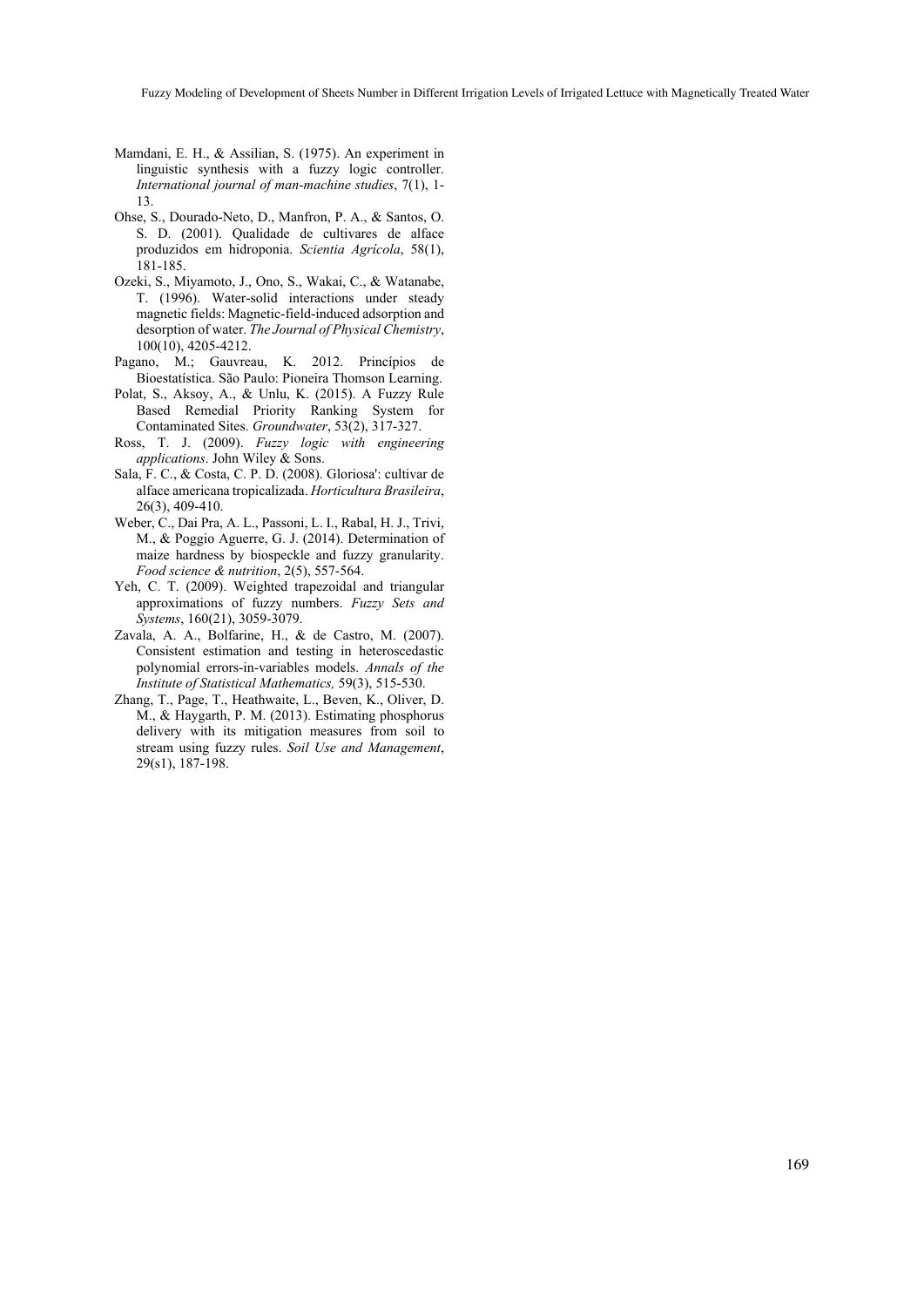Mamdani, E. H., & Assilian, S. (1975). An experiment in linguistic synthesis with a fuzzy logic controller. *International journal of man-machine studies*, 7(1), 1-13.

Ohse, S., Dourado-Neto, D., Manfron, P. A., & Santos, O. S. D. (2001). Qualidade de cultivares de alface produzidos em hidroponia. *Scientia Agrícola*, 58(1), 181-185.

Ozeki, S., Miyamoto, J., Ono, S., Wakai, C., & Watanabe, T. (1996). Water-solid interactions under steady magnetic fields: Magnetic-field-induced adsorption and desorption of water. *The Journal of Physical Chemistry*, 100(10), 4205-4212.

Pagano, M.; Gauvreau, K. 2012. Princípios de Bioestatística. São Paulo: Pioneira Thomson Learning.

Polat, S., Aksoy, A., & Unlu, K. (2015). A Fuzzy Rule Based Remedial Priority Ranking System for Contaminated Sites. *Groundwater*, 53(2), 317-327.

Ross, T. J. (2009). *Fuzzy logic with engineering applications*. John Wiley & Sons.

Sala, F. C., & Costa, C. P. D. (2008). Gloriosa': cultivar de alface americana tropicalizada. *Horticultura Brasileira*, 26(3), 409-410.

Weber, C., Dai Pra, A. L., Passoni, L. I., Rabal, H. J., Trivi, M., & Poggio Aguerre, G. J. (2014). Determination of maize hardness by biospeckle and fuzzy granularity. *Food science & nutrition*, 2(5), 557-564.

Yeh, C. T. (2009). Weighted trapezoidal and triangular approximations of fuzzy numbers. *Fuzzy Sets and Systems*, 160(21), 3059-3079.

Zavala, A. A., Bolfarine, H., & de Castro, M. (2007). Consistent estimation and testing in heteroscedastic polynomial errors-in-variables models. *Annals of the Institute of Statistical Mathematics,* 59(3), 515-530.

Zhang, T., Page, T., Heathwaite, L., Beven, K., Oliver, D. M., & Haygarth, P. M. (2013). Estimating phosphorus delivery with its mitigation measures from soil to stream using fuzzy rules. *Soil Use and Management*, 29(s1), 187-198.